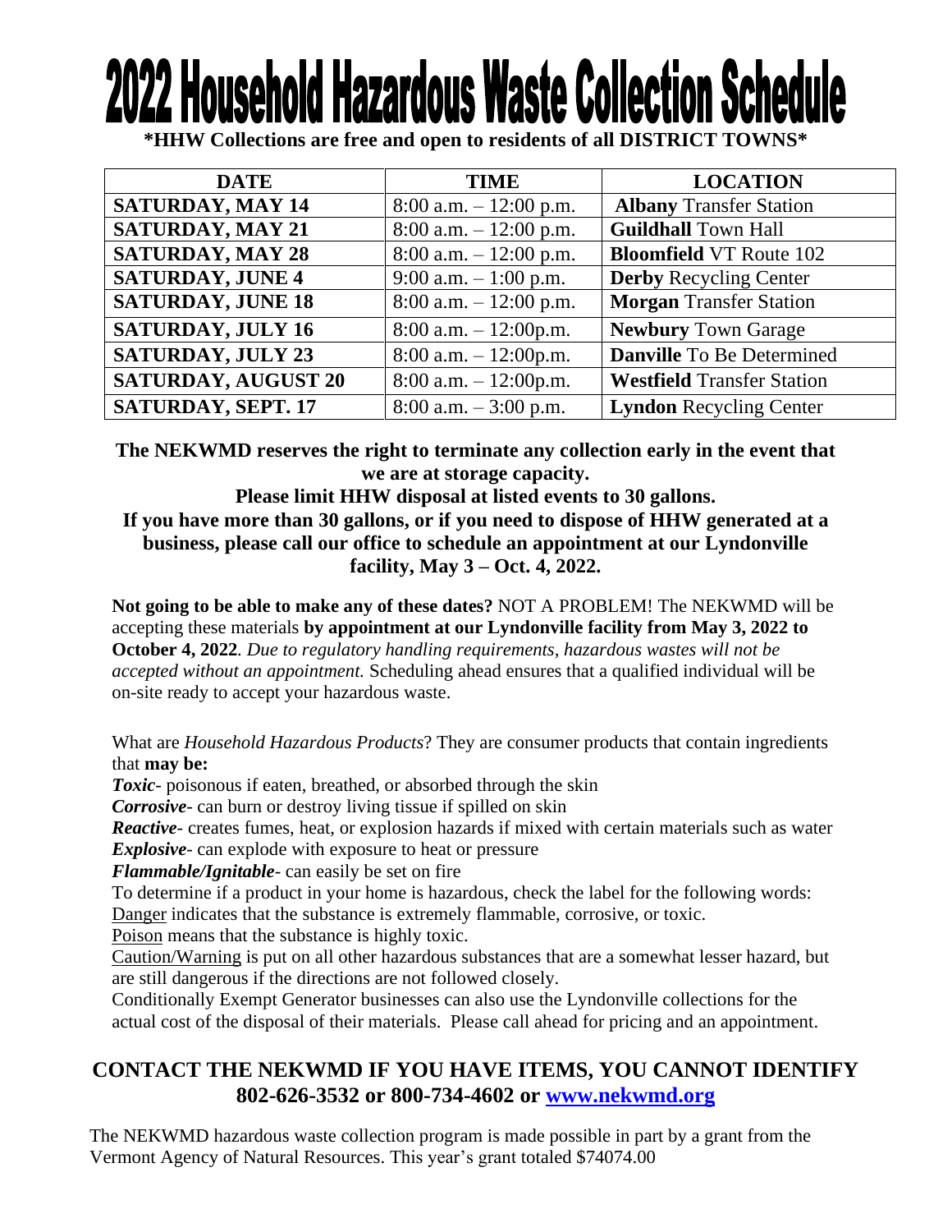# 2022 Household Hazardous Waste Collection Schedule

**\*HHW Collections are free and open to residents of all DISTRICT TOWNS\***

| DATE | TIME | LOCATION |
|---|---|---|
| **SATURDAY, MAY 14** | 8:00 a.m. – 12:00 p.m. | **Albany** Transfer Station |
| **SATURDAY, MAY 21** | 8:00 a.m. – 12:00 p.m. | **Guildhall** Town Hall |
| **SATURDAY, MAY 28** | 8:00 a.m. – 12:00 p.m. | **Bloomfield** VT Route 102 |
| **SATURDAY, JUNE 4** | 9:00 a.m. – 1:00 p.m. | **Derby** Recycling Center |
| **SATURDAY, JUNE 18** | 8:00 a.m. – 12:00 p.m. | **Morgan** Transfer Station |
| **SATURDAY, JULY 16** | 8:00 a.m. – 12:00p.m. | **Newbury** Town Garage |
| **SATURDAY, JULY 23** | 8:00 a.m. – 12:00p.m. | **Danville** To Be Determined |
| **SATURDAY, AUGUST 20** | 8:00 a.m. – 12:00p.m. | **Westfield** Transfer Station |
| **SATURDAY, SEPT. 17** | 8:00 a.m. – 3:00 p.m. | **Lyndon** Recycling Center |

**The NEKWMD reserves the right to terminate any collection early in the event that we are at storage capacity.**

**Please limit HHW disposal at listed events to 30 gallons.**

**If you have more than 30 gallons, or if you need to dispose of HHW generated at a business, please call our office to schedule an appointment at our Lyndonville facility, May 3 – Oct. 4, 2022.**

**Not going to be able to make any of these dates?** NOT A PROBLEM! The NEKWMD will be accepting these materials **by appointment at our Lyndonville facility from May 3, 2022 to October 4, 2022**. *Due to regulatory handling requirements, hazardous wastes will not be accepted without an appointment.* Scheduling ahead ensures that a qualified individual will be on-site ready to accept your hazardous waste.

What are *Household Hazardous Products*? They are consumer products that contain ingredients that **may be:**

***Toxic***- poisonous if eaten, breathed, or absorbed through the skin
***Corrosive***- can burn or destroy living tissue if spilled on skin
***Reactive***- creates fumes, heat, or explosion hazards if mixed with certain materials such as water
***Explosive***- can explode with exposure to heat or pressure
***Flammable/Ignitable***- can easily be set on fire

To determine if a product in your home is hazardous, check the label for the following words:
Danger indicates that the substance is extremely flammable, corrosive, or toxic.
Poison means that the substance is highly toxic.
Caution/Warning is put on all other hazardous substances that are a somewhat lesser hazard, but are still dangerous if the directions are not followed closely.
Conditionally Exempt Generator businesses can also use the Lyndonville collections for the actual cost of the disposal of their materials. Please call ahead for pricing and an appointment.

## CONTACT THE NEKWMD IF YOU HAVE ITEMS, YOU CANNOT IDENTIFY 802-626-3532 or 800-734-4602 or www.nekwmd.org

The NEKWMD hazardous waste collection program is made possible in part by a grant from the Vermont Agency of Natural Resources. This year's grant totaled $74074.00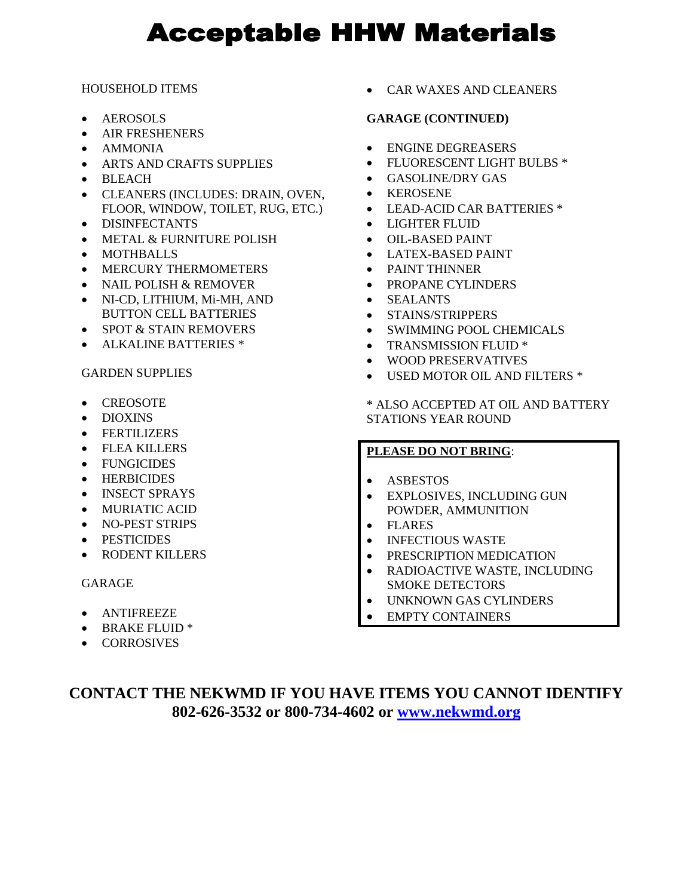# Acceptable HHW Materials

HOUSEHOLD ITEMS

- AEROSOLS
- AIR FRESHENERS
- AMMONIA
- ARTS AND CRAFTS SUPPLIES
- BLEACH
- CLEANERS (INCLUDES: DRAIN, OVEN, FLOOR, WINDOW, TOILET, RUG, ETC.)
- DISINFECTANTS
- METAL & FURNITURE POLISH
- MOTHBALLS
- MERCURY THERMOMETERS
- NAIL POLISH & REMOVER
- NI-CD, LITHIUM, Mi-MH, AND BUTTON CELL BATTERIES
- SPOT & STAIN REMOVERS
- ALKALINE BATTERIES *

GARDEN SUPPLIES

- CREOSOTE
- DIOXINS
- FERTILIZERS
- FLEA KILLERS
- FUNGICIDES
- HERBICIDES
- INSECT SPRAYS
- MURIATIC ACID
- NO-PEST STRIPS
- PESTICIDES
- RODENT KILLERS

GARAGE

- ANTIFREEZE
- BRAKE FLUID *
- CORROSIVES
- CAR WAXES AND CLEANERS

**GARAGE (CONTINUED)**

- ENGINE DEGREASERS
- FLUORESCENT LIGHT BULBS *
- GASOLINE/DRY GAS
- KEROSENE
- LEAD-ACID CAR BATTERIES *
- LIGHTER FLUID
- OIL-BASED PAINT
- LATEX-BASED PAINT
- PAINT THINNER
- PROPANE CYLINDERS
- SEALANTS
- STAINS/STRIPPERS
- SWIMMING POOL CHEMICALS
- TRANSMISSION FLUID *
- WOOD PRESERVATIVES
- USED MOTOR OIL AND FILTERS *

* ALSO ACCEPTED AT OIL AND BATTERY STATIONS YEAR ROUND

**PLEASE DO NOT BRING**:

- ASBESTOS
- EXPLOSIVES, INCLUDING GUN POWDER, AMMUNITION
- FLARES
- INFECTIOUS WASTE
- PRESCRIPTION MEDICATION
- RADIOACTIVE WASTE, INCLUDING SMOKE DETECTORS
- UNKNOWN GAS CYLINDERS
- EMPTY CONTAINERS

**CONTACT THE NEKWMD IF YOU HAVE ITEMS YOU CANNOT IDENTIFY**
**802-626-3532 or 800-734-4602 or [www.nekwmd.org](http://www.nekwmd.org)**